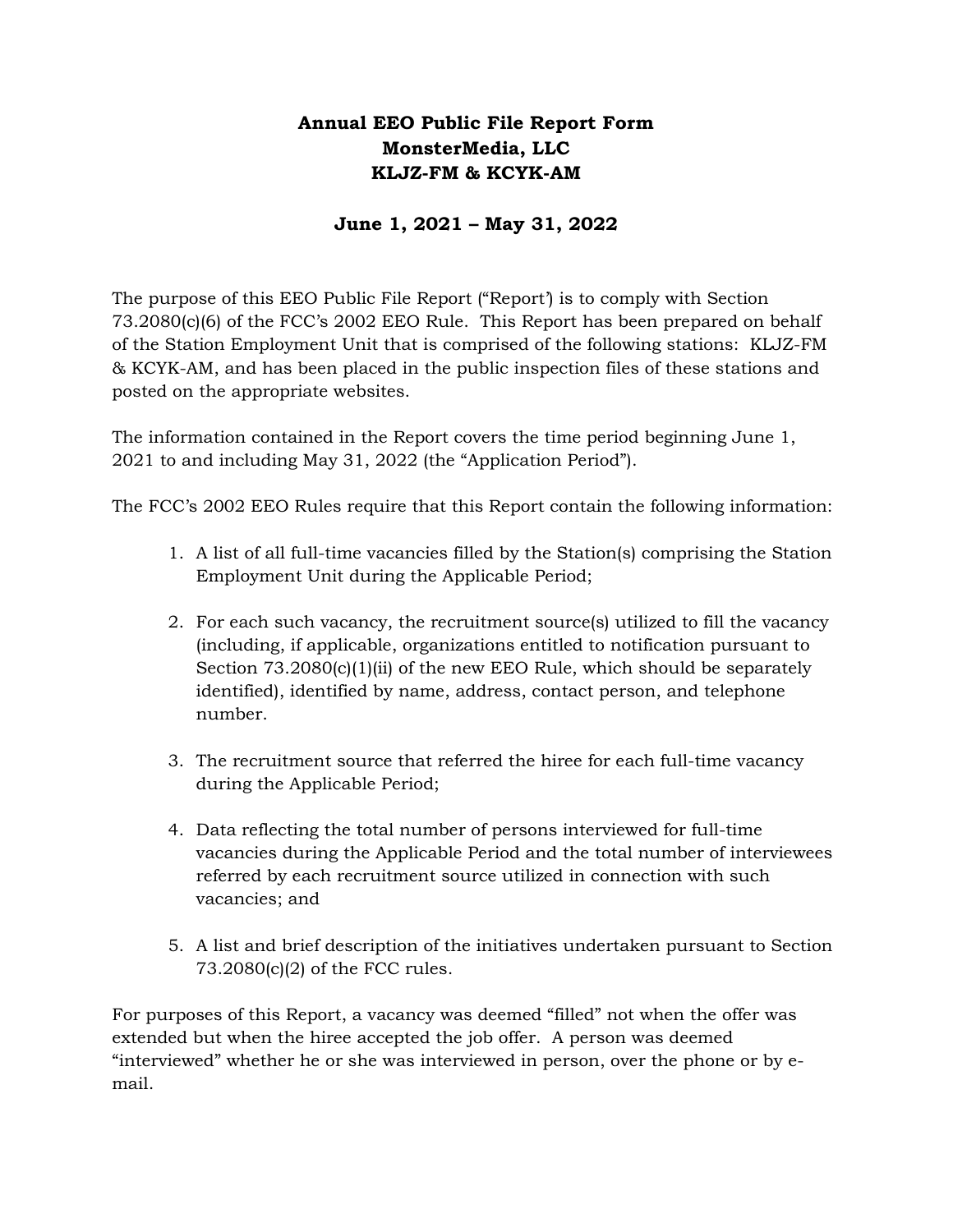# Annual EEO Public File Report Form
# MonsterMedia, LLC
# KLJZ-FM & KCYK-AM

## June 1, 2021 – May 31, 2022

The purpose of this EEO Public File Report ("Report') is to comply with Section 73.2080(c)(6) of the FCC's 2002 EEO Rule. This Report has been prepared on behalf of the Station Employment Unit that is comprised of the following stations: KLJZ-FM & KCYK-AM, and has been placed in the public inspection files of these stations and posted on the appropriate websites.

The information contained in the Report covers the time period beginning June 1, 2021 to and including May 31, 2022 (the "Application Period").

The FCC's 2002 EEO Rules require that this Report contain the following information:

1. A list of all full-time vacancies filled by the Station(s) comprising the Station Employment Unit during the Applicable Period;

2. For each such vacancy, the recruitment source(s) utilized to fill the vacancy (including, if applicable, organizations entitled to notification pursuant to Section 73.2080(c)(1)(ii) of the new EEO Rule, which should be separately identified), identified by name, address, contact person, and telephone number.

3. The recruitment source that referred the hiree for each full-time vacancy during the Applicable Period;

4. Data reflecting the total number of persons interviewed for full-time vacancies during the Applicable Period and the total number of interviewees referred by each recruitment source utilized in connection with such vacancies; and

5. A list and brief description of the initiatives undertaken pursuant to Section 73.2080(c)(2) of the FCC rules.

For purposes of this Report, a vacancy was deemed "filled" not when the offer was extended but when the hiree accepted the job offer. A person was deemed "interviewed" whether he or she was interviewed in person, over the phone or by e-mail.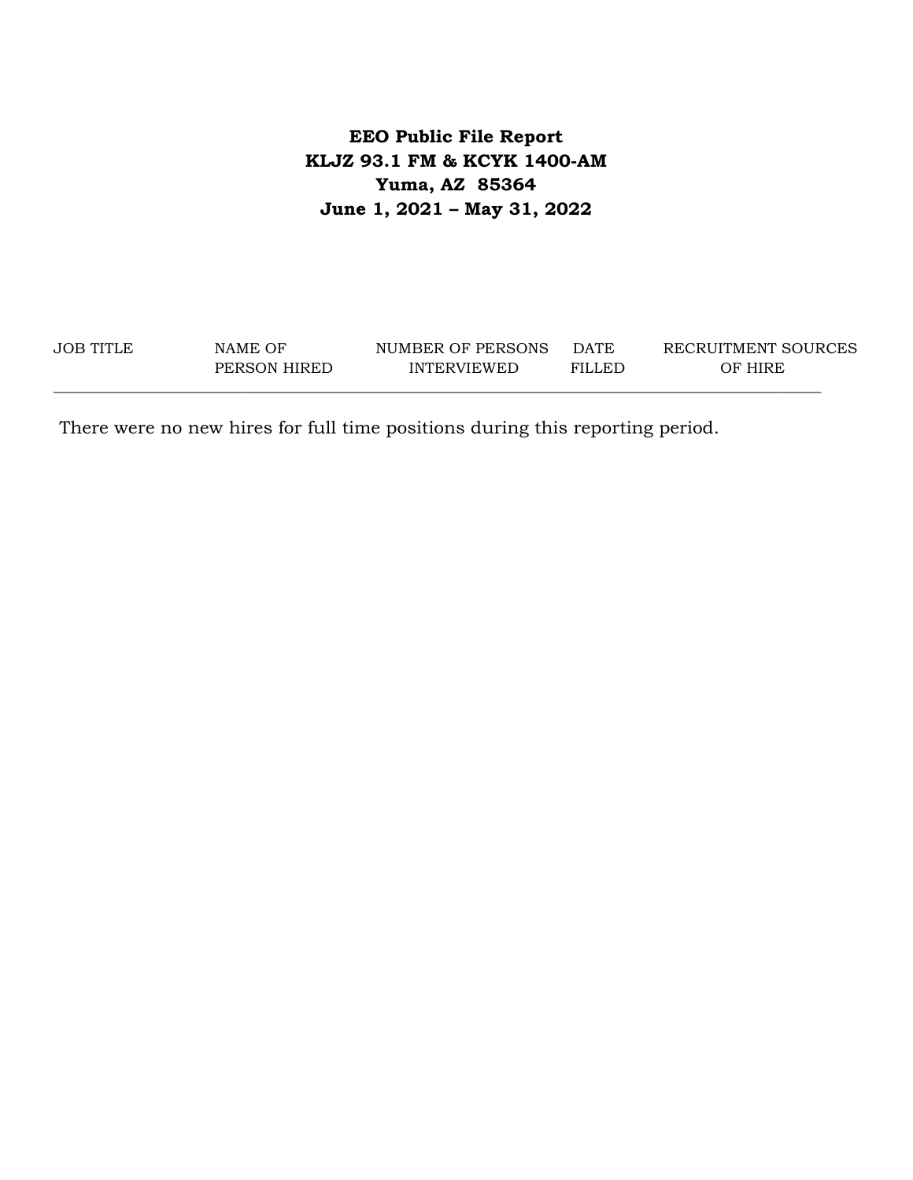**EEO Public File Report**
**KLJZ 93.1 FM & KCYK 1400-AM**
**Yuma, AZ 85364**
**June 1, 2021 – May 31, 2022**

| JOB TITLE | NAME OF PERSON HIRED | NUMBER OF PERSONS INTERVIEWED | DATE FILLED | RECRUITMENT SOURCES OF HIRE |
|---|---|---|---|---|

There were no new hires for full time positions during this reporting period.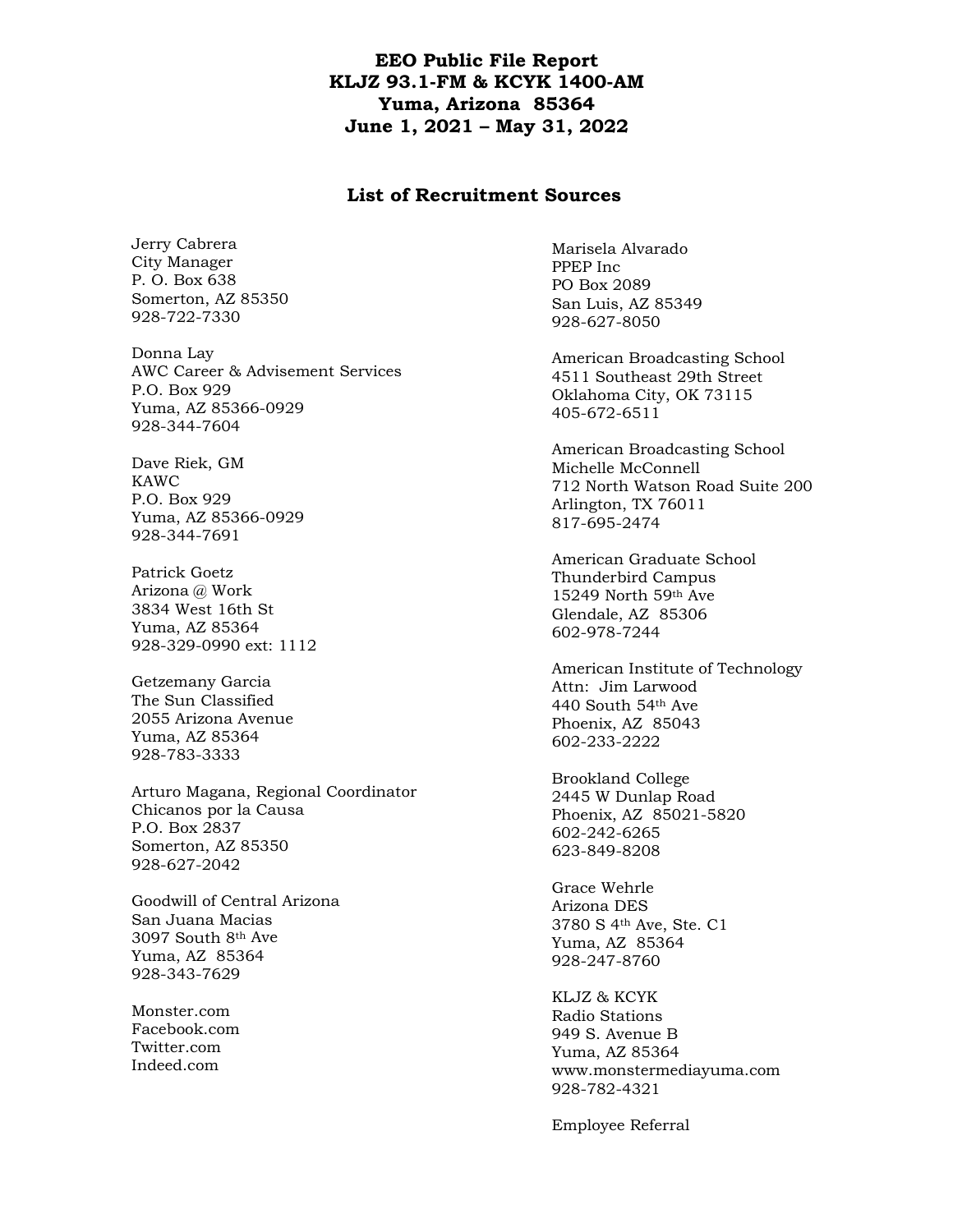**EEO Public File Report**
**KLJZ 93.1-FM & KCYK 1400-AM**
**Yuma, Arizona 85364**
**June 1, 2021 – May 31, 2022**

## List of Recruitment Sources

Jerry Cabrera
City Manager
P. O. Box 638
Somerton, AZ 85350
928-722-7330

Donna Lay
AWC Career & Advisement Services
P.O. Box 929
Yuma, AZ 85366-0929
928-344-7604

Dave Riek, GM
KAWC
P.O. Box 929
Yuma, AZ 85366-0929
928-344-7691

Patrick Goetz
Arizona @ Work
3834 West 16th St
Yuma, AZ 85364
928-329-0990 ext: 1112

Getzemany Garcia
The Sun Classified
2055 Arizona Avenue
Yuma, AZ 85364
928-783-3333

Arturo Magana, Regional Coordinator
Chicanos por la Causa
P.O. Box 2837
Somerton, AZ 85350
928-627-2042

Goodwill of Central Arizona
San Juana Macias
3097 South 8th Ave
Yuma, AZ 85364
928-343-7629

Monster.com
Facebook.com
Twitter.com
Indeed.com

Marisela Alvarado
PPEP Inc
PO Box 2089
San Luis, AZ 85349
928-627-8050

American Broadcasting School
4511 Southeast 29th Street
Oklahoma City, OK 73115
405-672-6511

American Broadcasting School
Michelle McConnell
712 North Watson Road Suite 200
Arlington, TX 76011
817-695-2474

American Graduate School
Thunderbird Campus
15249 North 59th Ave
Glendale, AZ 85306
602-978-7244

American Institute of Technology
Attn: Jim Larwood
440 South 54th Ave
Phoenix, AZ 85043
602-233-2222

Brookland College
2445 W Dunlap Road
Phoenix, AZ 85021-5820
602-242-6265
623-849-8208

Grace Wehrle
Arizona DES
3780 S 4th Ave, Ste. C1
Yuma, AZ 85364
928-247-8760

KLJZ & KCYK
Radio Stations
949 S. Avenue B
Yuma, AZ 85364
www.monstermediayuma.com
928-782-4321

Employee Referral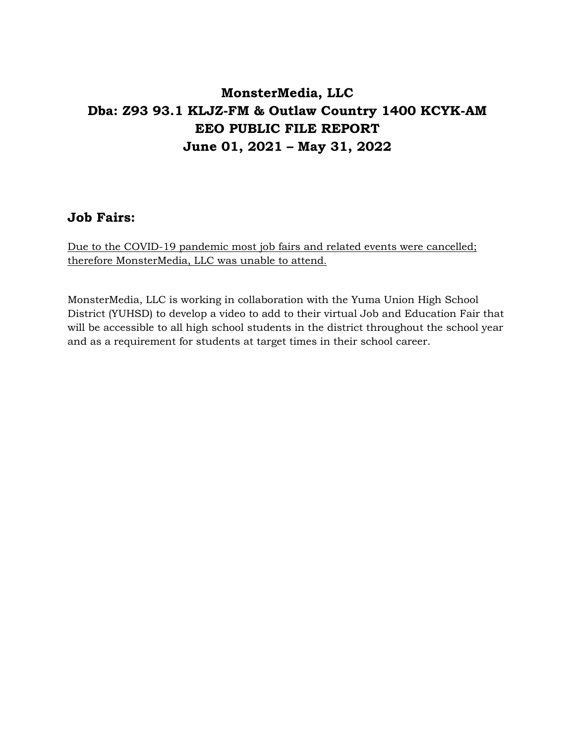# MonsterMedia, LLC
# Dba: Z93 93.1 KLJZ-FM & Outlaw Country 1400 KCYK-AM
# EEO PUBLIC FILE REPORT
# June 01, 2021 – May 31, 2022

## Job Fairs:

Due to the COVID-19 pandemic most job fairs and related events were cancelled; therefore MonsterMedia, LLC was unable to attend.

MonsterMedia, LLC is working in collaboration with the Yuma Union High School District (YUHSD) to develop a video to add to their virtual Job and Education Fair that will be accessible to all high school students in the district throughout the school year and as a requirement for students at target times in their school career.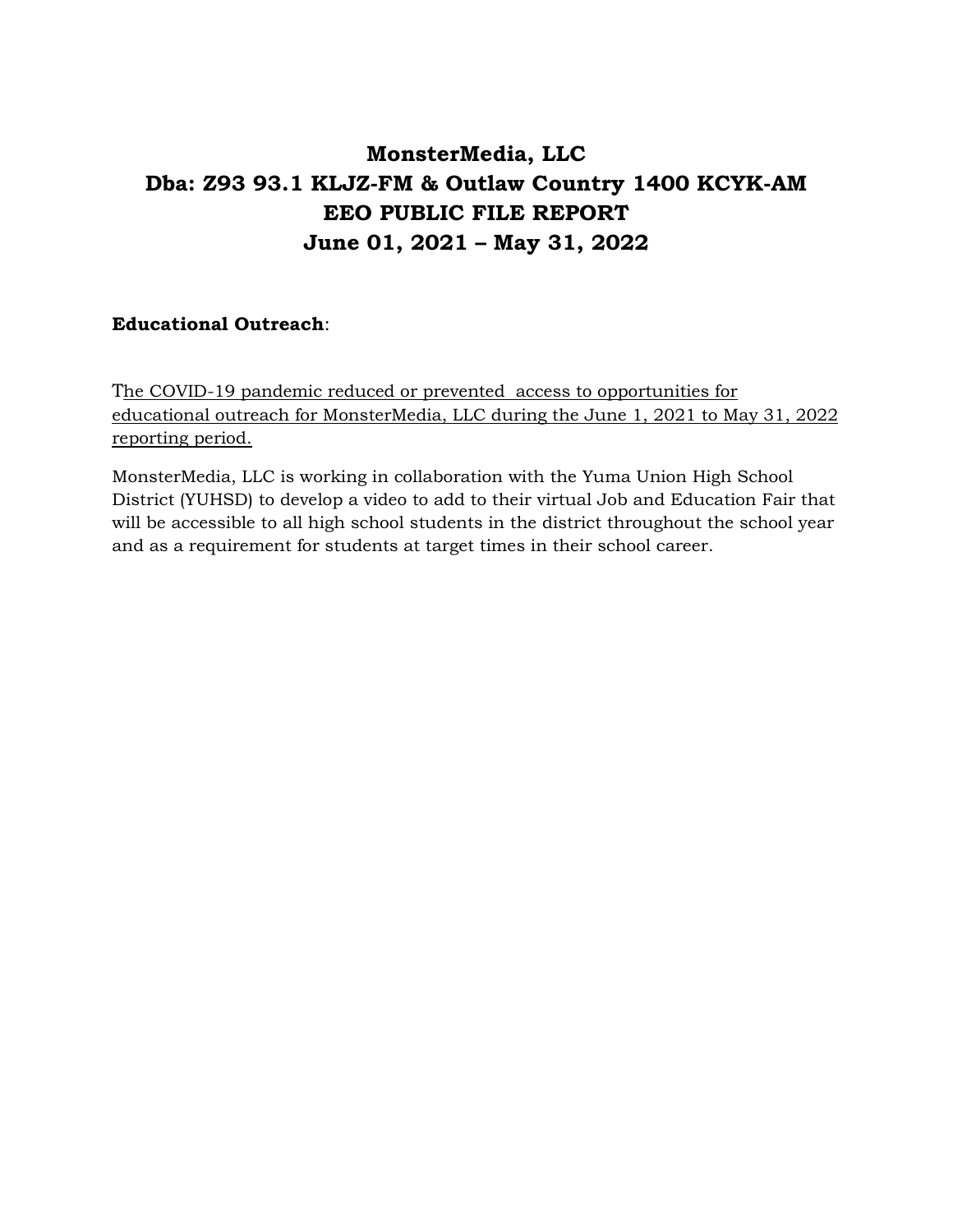# MonsterMedia, LLC
# Dba: Z93 93.1 KLJZ-FM & Outlaw Country 1400 KCYK-AM
# EEO PUBLIC FILE REPORT
# June 01, 2021 – May 31, 2022

**Educational Outreach**:

The COVID-19 pandemic reduced or prevented access to opportunities for educational outreach for MonsterMedia, LLC during the June 1, 2021 to May 31, 2022 reporting period.

MonsterMedia, LLC is working in collaboration with the Yuma Union High School District (YUHSD) to develop a video to add to their virtual Job and Education Fair that will be accessible to all high school students in the district throughout the school year and as a requirement for students at target times in their school career.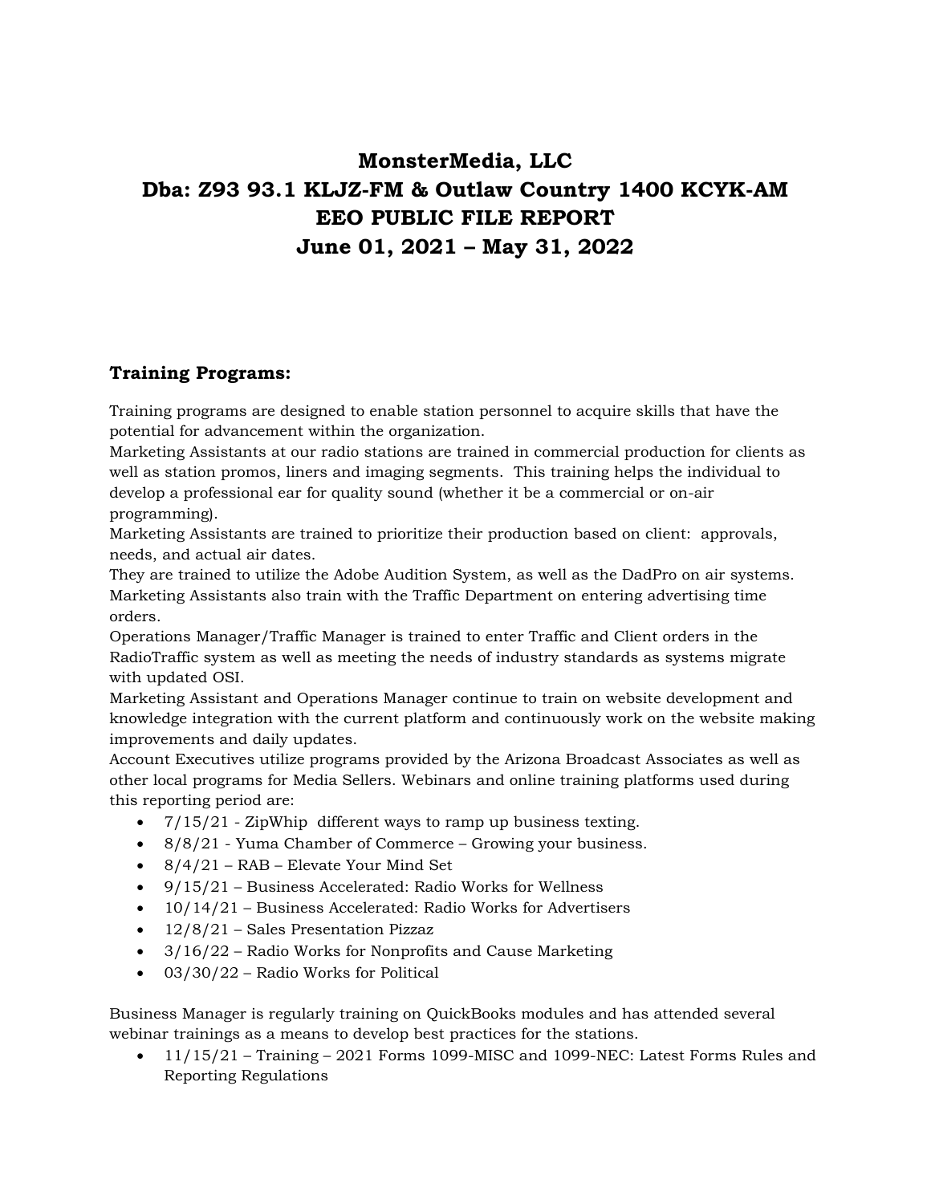# MonsterMedia, LLC
# Dba: Z93 93.1 KLJZ-FM & Outlaw Country 1400 KCYK-AM
# EEO PUBLIC FILE REPORT
# June 01, 2021 – May 31, 2022

## Training Programs:

Training programs are designed to enable station personnel to acquire skills that have the potential for advancement within the organization.

Marketing Assistants at our radio stations are trained in commercial production for clients as well as station promos, liners and imaging segments. This training helps the individual to develop a professional ear for quality sound (whether it be a commercial or on-air programming).

Marketing Assistants are trained to prioritize their production based on client: approvals, needs, and actual air dates.

They are trained to utilize the Adobe Audition System, as well as the DadPro on air systems. Marketing Assistants also train with the Traffic Department on entering advertising time orders.

Operations Manager/Traffic Manager is trained to enter Traffic and Client orders in the RadioTraffic system as well as meeting the needs of industry standards as systems migrate with updated OSI.

Marketing Assistant and Operations Manager continue to train on website development and knowledge integration with the current platform and continuously work on the website making improvements and daily updates.

Account Executives utilize programs provided by the Arizona Broadcast Associates as well as other local programs for Media Sellers. Webinars and online training platforms used during this reporting period are:

- 7/15/21 - ZipWhip different ways to ramp up business texting.
- 8/8/21 - Yuma Chamber of Commerce – Growing your business.
- 8/4/21 – RAB – Elevate Your Mind Set
- 9/15/21 – Business Accelerated: Radio Works for Wellness
- 10/14/21 – Business Accelerated: Radio Works for Advertisers
- 12/8/21 – Sales Presentation Pizzaz
- 3/16/22 – Radio Works for Nonprofits and Cause Marketing
- 03/30/22 – Radio Works for Political

Business Manager is regularly training on QuickBooks modules and has attended several webinar trainings as a means to develop best practices for the stations.

- 11/15/21 – Training – 2021 Forms 1099-MISC and 1099-NEC: Latest Forms Rules and Reporting Regulations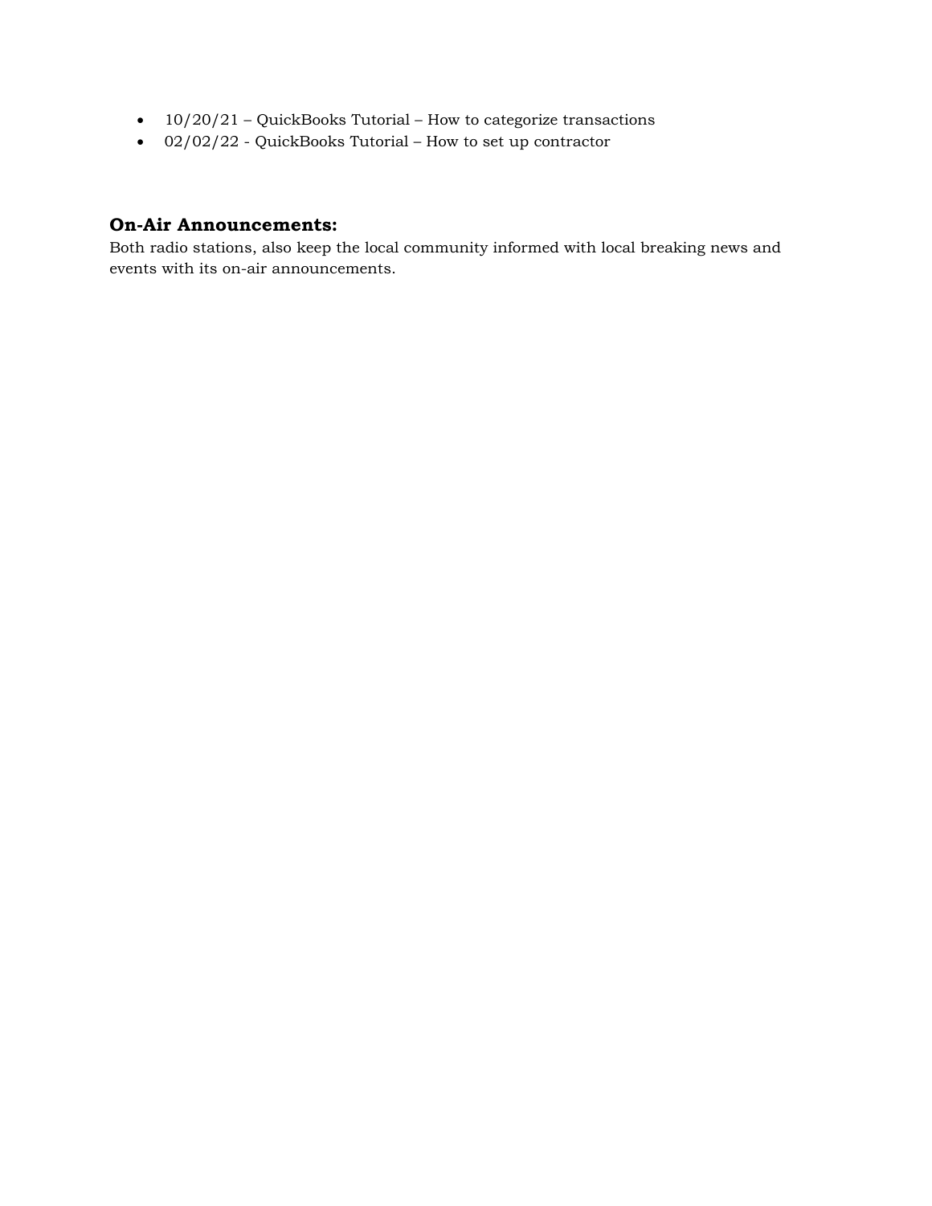- 10/20/21 – QuickBooks Tutorial – How to categorize transactions
- 02/02/22 - QuickBooks Tutorial – How to set up contractor

**On-Air Announcements:**

Both radio stations, also keep the local community informed with local breaking news and events with its on-air announcements.